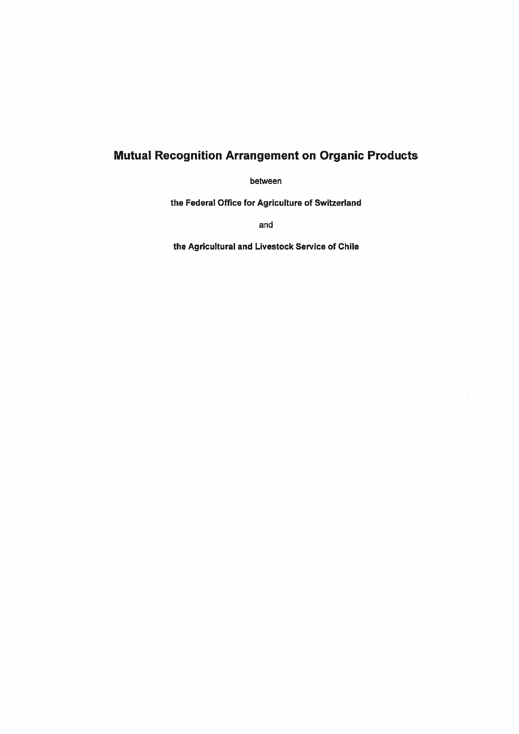# Mutual Recognition Arrangement on Organic Products

between

**the Federal Office for Agriculture of Switzerland**

and

**the Agricultural and Livestock Service of Chile**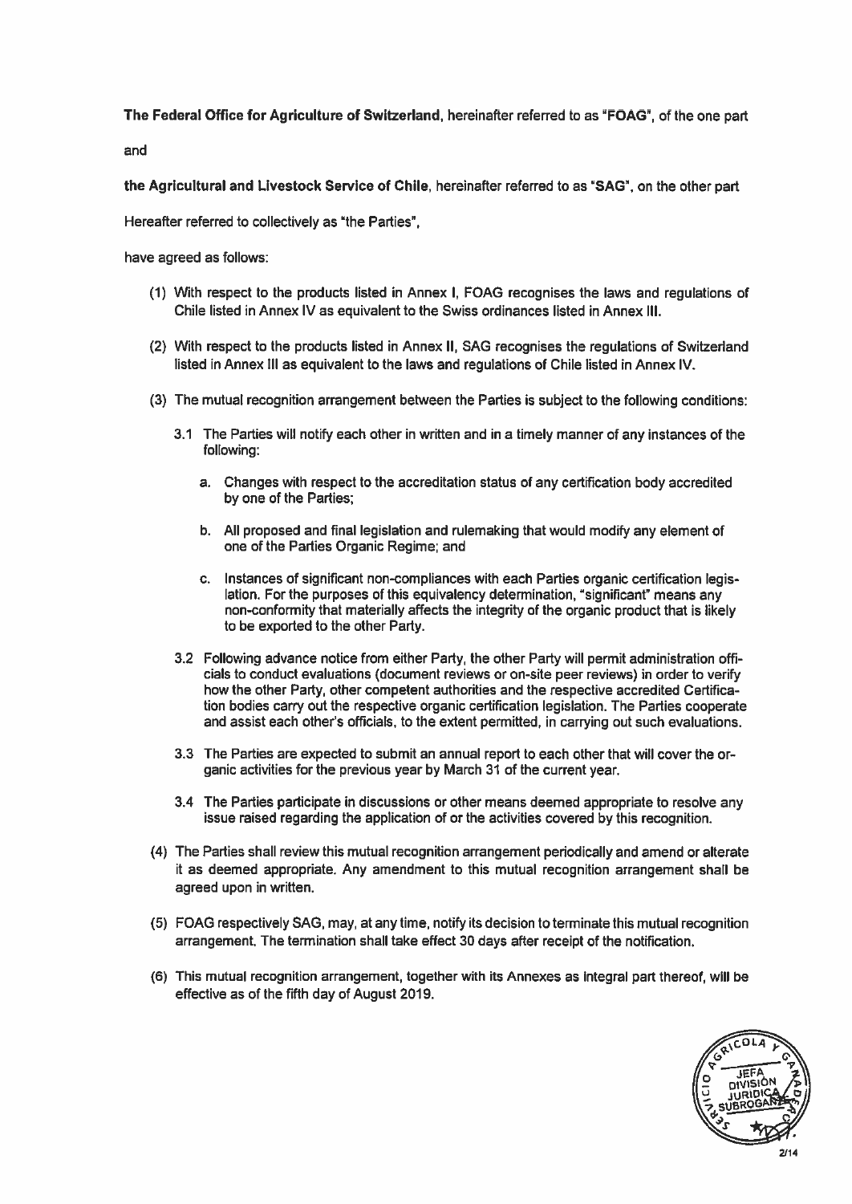**The Federal Office for Agriculture of Switzerland**, hereinafter referred to as "**FOAG**", of the one part

and

**the Agricultural and Livestock Service of Chile**, hereinafter referred to as "**SAG**", on the other part

Hereafter referred to collectively as "the Parties",

have agreed as follows:

(1) With respect to the products listed in Annex I, FOAG recognises the laws and regulations of Chile listed in Annex IV as equivalent to the Swiss ordinances listed in Annex III.

(2) With respect to the products listed in Annex II, SAG recognises the regulations of Switzerland listed in Annex III as equivalent to the laws and regulations of Chile listed in Annex IV.

(3) The mutual recognition arrangement between the Parties is subject to the following conditions:

3.1 The Parties will notify each other in written and in a timely manner of any instances of the following:

a. Changes with respect to the accreditation status of any certification body accredited by one of the Parties;

b. All proposed and final legislation and rulemaking that would modify any element of one of the Parties Organic Regime; and

c. Instances of significant non-compliances with each Parties organic certification legislation. For the purposes of this equivalency determination, "significant" means any non-conformity that materially affects the integrity of the organic product that is likely to be exported to the other Party.

3.2 Following advance notice from either Party, the other Party will permit administration officials to conduct evaluations (document reviews or on-site peer reviews) in order to verify how the other Party, other competent authorities and the respective accredited Certification bodies carry out the respective organic certification legislation. The Parties cooperate and assist each other's officials, to the extent permitted, in carrying out such evaluations.

3.3 The Parties are expected to submit an annual report to each other that will cover the organic activities for the previous year by March 31 of the current year.

3.4 The Parties participate in discussions or other means deemed appropriate to resolve any issue raised regarding the application of or the activities covered by this recognition.

(4) The Parties shall review this mutual recognition arrangement periodically and amend or alterate it as deemed appropriate. Any amendment to this mutual recognition arrangement shall be agreed upon in written.

(5) FOAG respectively SAG, may, at any time, notify its decision to terminate this mutual recognition arrangement. The termination shall take effect 30 days after receipt of the notification.

(6) This mutual recognition arrangement, together with its Annexes as integral part thereof, will be effective as of the fifth day of August 2019.

SERVICIO AGRICOLA Y GANADERO — JEFA DIVISIÓN JURIDICA SUBROGANTE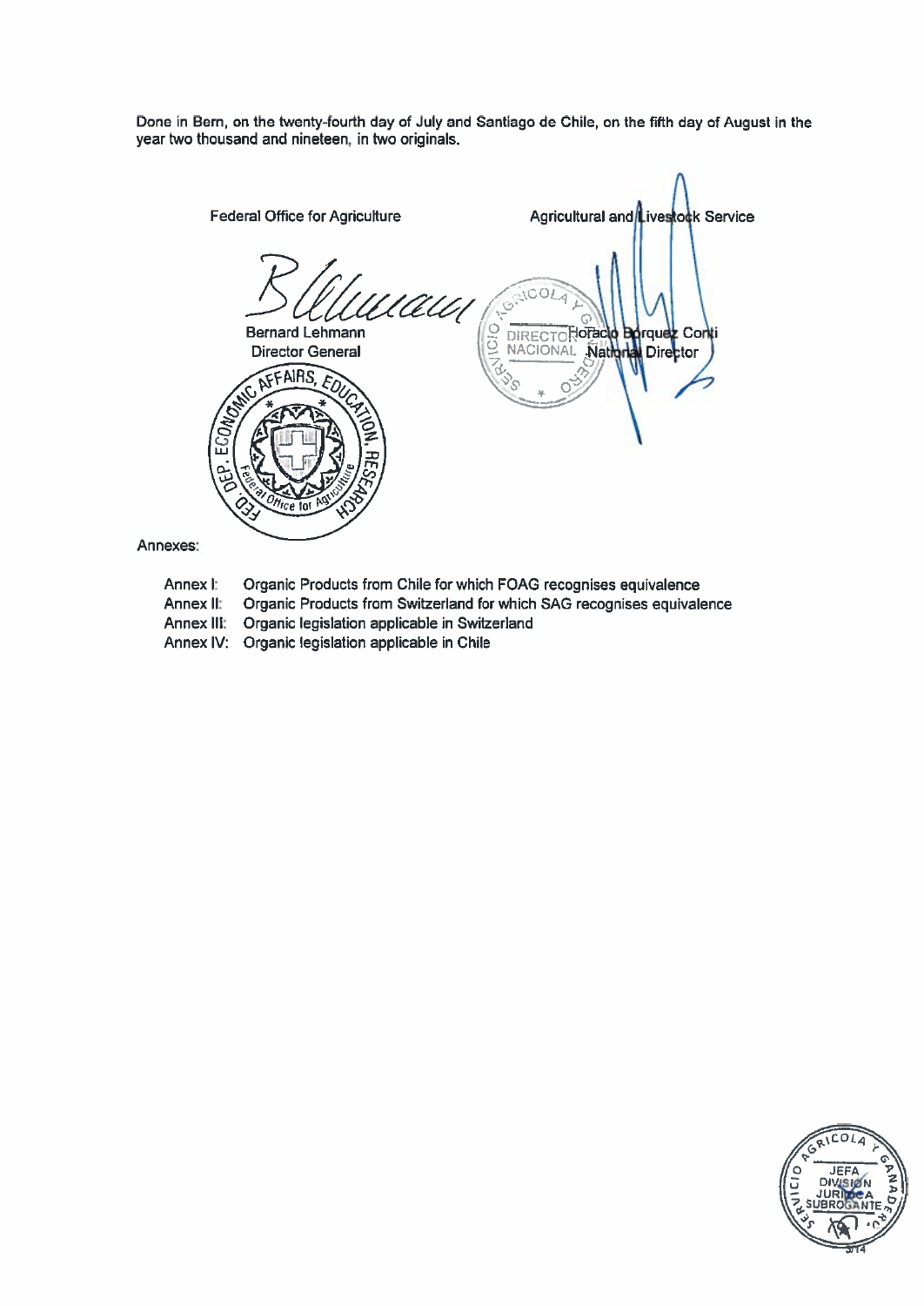Done in Bern, on the twenty-fourth day of July and Santiago de Chile, on the fifth day of August in the year two thousand and nineteen, in two originals.

| Federal Office for Agriculture | Agricultural and Livestock Service |
|---|---|
| Bernard Lehmann | Horacio Bórquez Conti |
| Director General | National Director |

Annexes:

- Annex I: Organic Products from Chile for which FOAG recognises equivalence
- Annex II: Organic Products from Switzerland for which SAG recognises equivalence
- Annex III: Organic legislation applicable in Switzerland
- Annex IV: Organic legislation applicable in Chile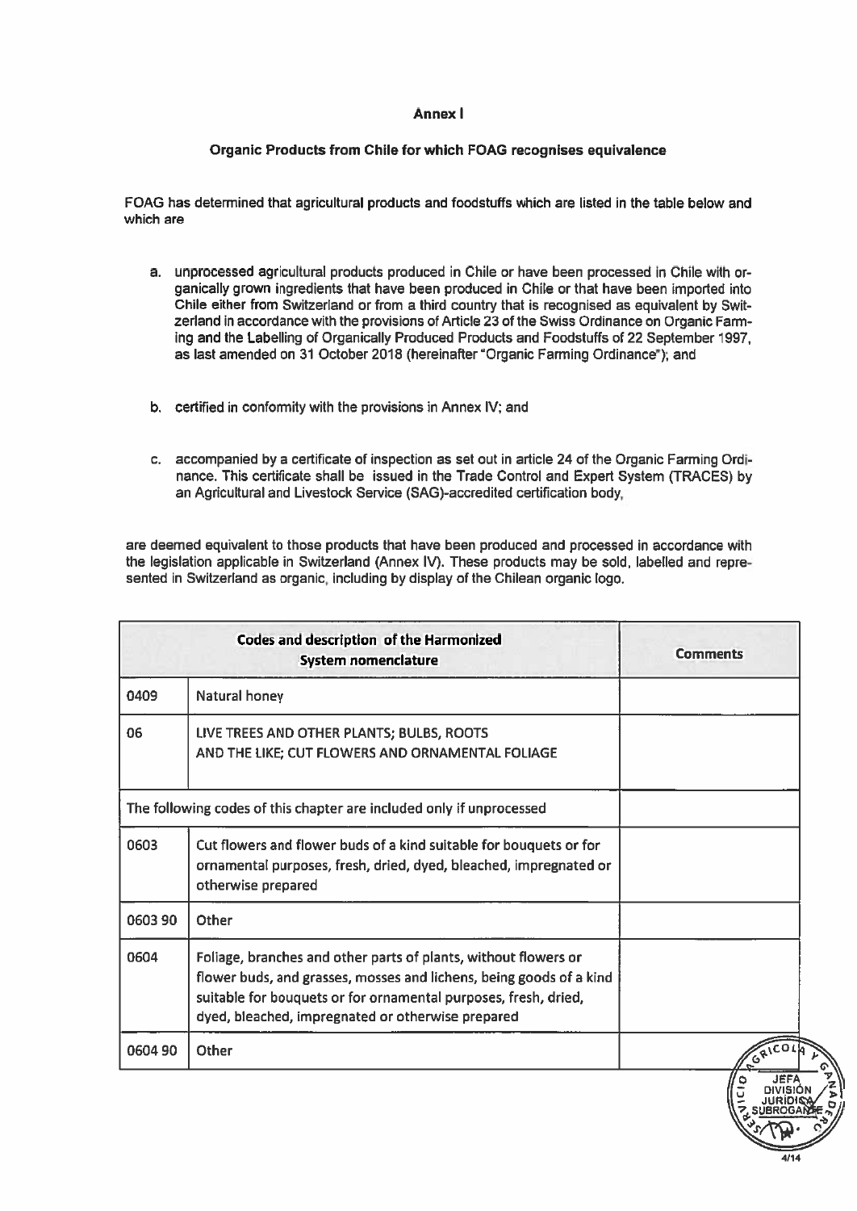# Annex I

## Organic Products from Chile for which FOAG recognises equivalence

FOAG has determined that agricultural products and foodstuffs which are listed in the table below and which are

a. unprocessed agricultural products produced in Chile or have been processed in Chile with organically grown ingredients that have been produced in Chile or that have been imported into Chile either from Switzerland or from a third country that is recognised as equivalent by Switzerland in accordance with the provisions of Article 23 of the Swiss Ordinance on Organic Farming and the Labelling of Organically Produced Products and Foodstuffs of 22 September 1997, as last amended on 31 October 2018 (hereinafter "Organic Farming Ordinance"); and

b. certified in conformity with the provisions in Annex IV; and

c. accompanied by a certificate of inspection as set out in article 24 of the Organic Farming Ordinance. This certificate shall be issued in the Trade Control and Expert System (TRACES) by an Agricultural and Livestock Service (SAG)-accredited certification body,

are deemed equivalent to those products that have been produced and processed in accordance with the legislation applicable in Switzerland (Annex IV). These products may be sold, labelled and represented in Switzerland as organic, including by display of the Chilean organic logo.

| Codes and description of the Harmonized System nomenclature | | Comments |
|---|---|---|
| 0409 | Natural honey | |
| 06 | LIVE TREES AND OTHER PLANTS; BULBS, ROOTS AND THE LIKE; CUT FLOWERS AND ORNAMENTAL FOLIAGE | |
| The following codes of this chapter are included only if unprocessed | | |
| 0603 | Cut flowers and flower buds of a kind suitable for bouquets or for ornamental purposes, fresh, dried, dyed, bleached, impregnated or otherwise prepared | |
| 0603 90 | Other | |
| 0604 | Foliage, branches and other parts of plants, without flowers or flower buds, and grasses, mosses and lichens, being goods of a kind suitable for bouquets or for ornamental purposes, fresh, dried, dyed, bleached, impregnated or otherwise prepared | |
| 0604 90 | Other | |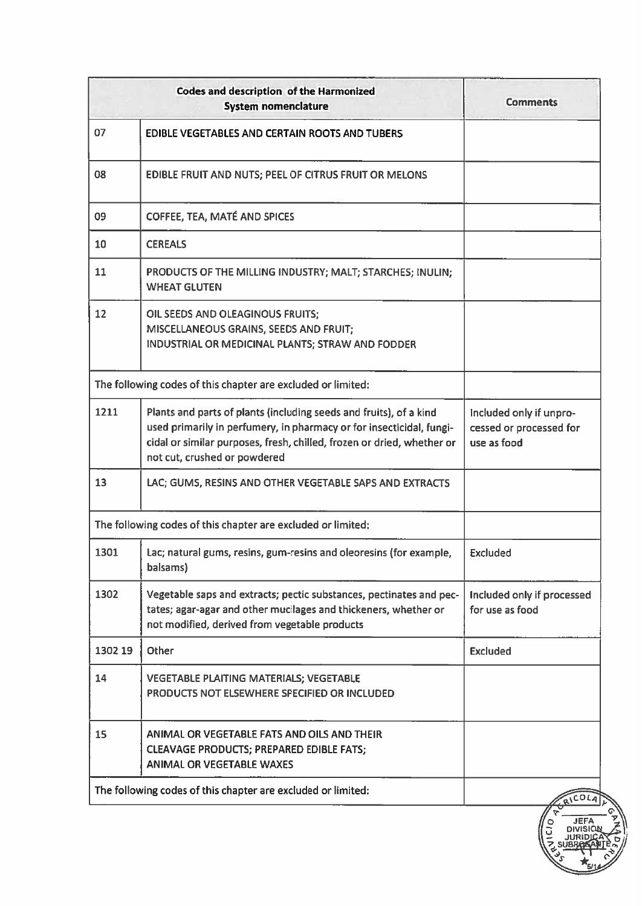| Codes and description of the Harmonized System nomenclature | | Comments |
|---|---|---|
| 07 | EDIBLE VEGETABLES AND CERTAIN ROOTS AND TUBERS | |
| 08 | EDIBLE FRUIT AND NUTS; PEEL OF CITRUS FRUIT OR MELONS | |
| 09 | COFFEE, TEA, MATÉ AND SPICES | |
| 10 | CEREALS | |
| 11 | PRODUCTS OF THE MILLING INDUSTRY; MALT; STARCHES; INULIN; WHEAT GLUTEN | |
| 12 | OIL SEEDS AND OLEAGINOUS FRUITS; MISCELLANEOUS GRAINS, SEEDS AND FRUIT; INDUSTRIAL OR MEDICINAL PLANTS; STRAW AND FODDER | |
| The following codes of this chapter are excluded or limited: | | |
| 1211 | Plants and parts of plants (including seeds and fruits), of a kind used primarily in perfumery, in pharmacy or for insecticidal, fungicidal or similar purposes, fresh, chilled, frozen or dried, whether or not cut, crushed or powdered | Included only if unprocessed or processed for use as food |
| 13 | LAC; GUMS, RESINS AND OTHER VEGETABLE SAPS AND EXTRACTS | |
| The following codes of this chapter are excluded or limited: | | |
| 1301 | Lac; natural gums, resins, gum-resins and oleoresins (for example, balsams) | Excluded |
| 1302 | Vegetable saps and extracts; pectic substances, pectinates and pectates; agar-agar and other mucilages and thickeners, whether or not modified, derived from vegetable products | Included only if processed for use as food |
| 1302 19 | Other | Excluded |
| 14 | VEGETABLE PLAITING MATERIALS; VEGETABLE PRODUCTS NOT ELSEWHERE SPECIFIED OR INCLUDED | |
| 15 | ANIMAL OR VEGETABLE FATS AND OILS AND THEIR CLEAVAGE PRODUCTS; PREPARED EDIBLE FATS; ANIMAL OR VEGETABLE WAXES | |
| The following codes of this chapter are excluded or limited: | | |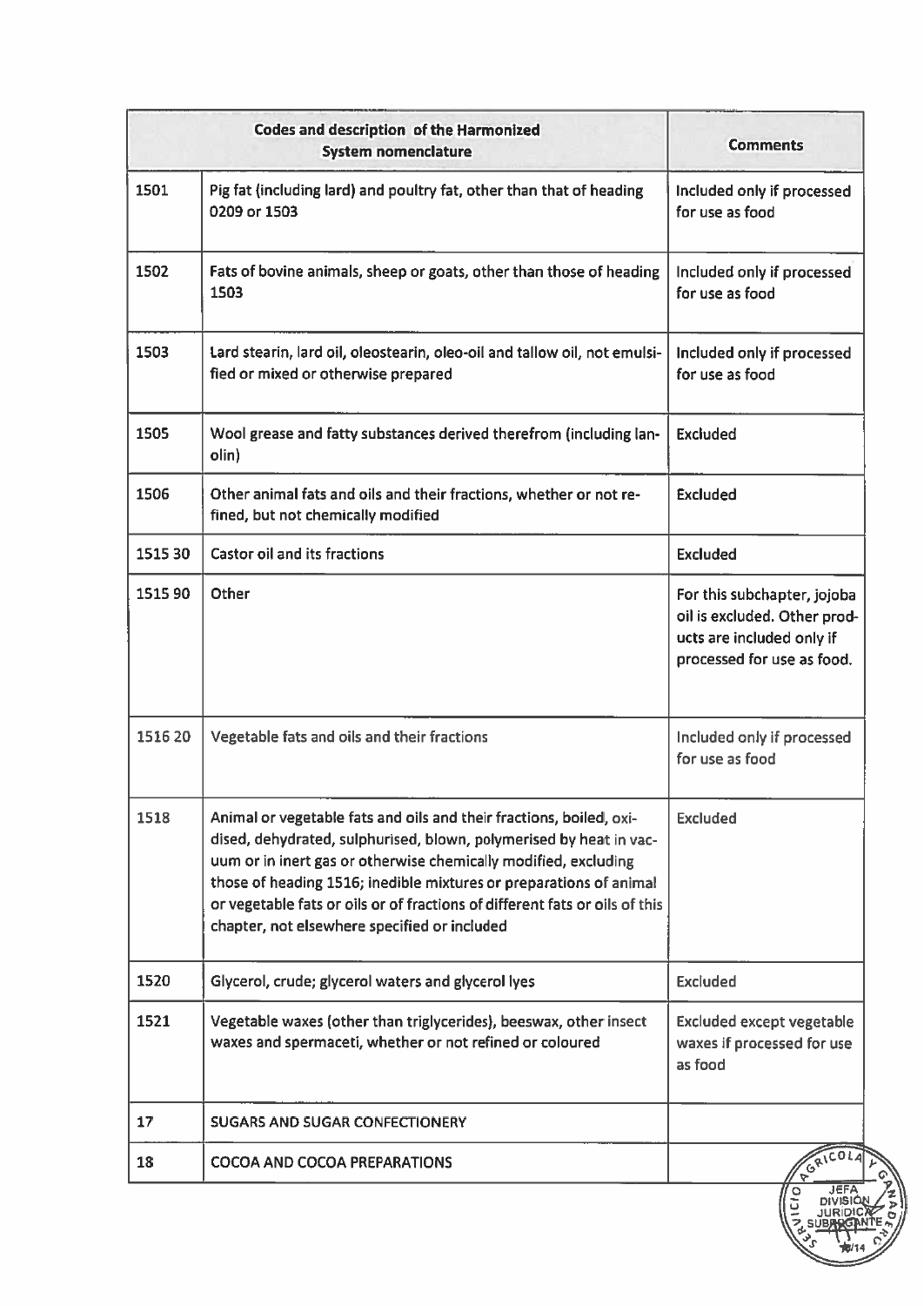| Codes and description of the Harmonized System nomenclature | | Comments |
|---|---|---|
| 1501 | Pig fat (including lard) and poultry fat, other than that of heading 0209 or 1503 | Included only if processed for use as food |
| 1502 | Fats of bovine animals, sheep or goats, other than those of heading 1503 | Included only if processed for use as food |
| 1503 | Lard stearin, lard oil, oleostearin, oleo-oil and tallow oil, not emulsified or mixed or otherwise prepared | Included only if processed for use as food |
| 1505 | Wool grease and fatty substances derived therefrom (including lanolin) | Excluded |
| 1506 | Other animal fats and oils and their fractions, whether or not refined, but not chemically modified | Excluded |
| 1515 30 | Castor oil and its fractions | Excluded |
| 1515 90 | Other | For this subchapter, jojoba oil is excluded. Other products are included only if processed for use as food. |
| 1516 20 | Vegetable fats and oils and their fractions | Included only if processed for use as food |
| 1518 | Animal or vegetable fats and oils and their fractions, boiled, oxidised, dehydrated, sulphurised, blown, polymerised by heat in vacuum or in inert gas or otherwise chemically modified, excluding those of heading 1516; inedible mixtures or preparations of animal or vegetable fats or oils or of fractions of different fats or oils of this chapter, not elsewhere specified or included | Excluded |
| 1520 | Glycerol, crude; glycerol waters and glycerol lyes | Excluded |
| 1521 | Vegetable waxes (other than triglycerides), beeswax, other insect waxes and spermaceti, whether or not refined or coloured | Excluded except vegetable waxes if processed for use as food |
| 17 | SUGARS AND SUGAR CONFECTIONERY | |
| 18 | COCOA AND COCOA PREPARATIONS | |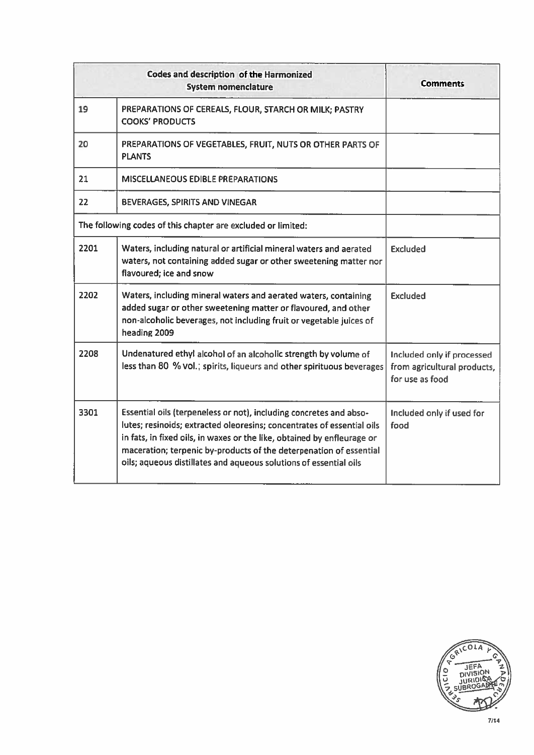| Codes and description of the Harmonized System nomenclature | | Comments |
|---|---|---|
| 19 | PREPARATIONS OF CEREALS, FLOUR, STARCH OR MILK; PASTRY COOKS' PRODUCTS | |
| 20 | PREPARATIONS OF VEGETABLES, FRUIT, NUTS OR OTHER PARTS OF PLANTS | |
| 21 | MISCELLANEOUS EDIBLE PREPARATIONS | |
| 22 | BEVERAGES, SPIRITS AND VINEGAR | |
| The following codes of this chapter are excluded or limited: | | |
| 2201 | Waters, including natural or artificial mineral waters and aerated waters, not containing added sugar or other sweetening matter nor flavoured; ice and snow | Excluded |
| 2202 | Waters, including mineral waters and aerated waters, containing added sugar or other sweetening matter or flavoured, and other non-alcoholic beverages, not including fruit or vegetable juices of heading 2009 | Excluded |
| 2208 | Undenatured ethyl alcohol of an alcoholic strength by volume of less than 80 % vol.; spirits, liqueurs and other spirituous beverages | Included only if processed from agricultural products, for use as food |
| 3301 | Essential oils (terpeneless or not), including concretes and absolutes; resinoids; extracted oleoresins; concentrates of essential oils in fats, in fixed oils, in waxes or the like, obtained by enfleurage or maceration; terpenic by-products of the deterpenation of essential oils; aqueous distillates and aqueous solutions of essential oils | Included only if used for food |

SERVICIO AGRICOLA Y GANADERO
JEFA DIVISION JURIDICA SUBROGANTE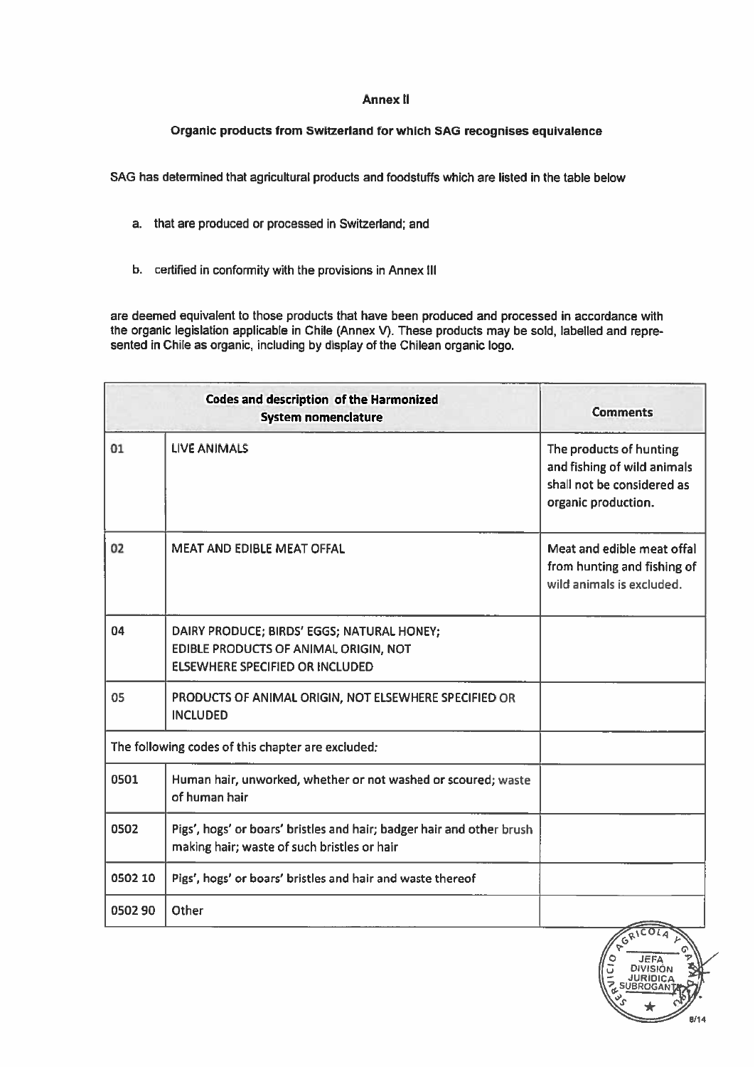## Annex II

### Organic products from Switzerland for which SAG recognises equivalence

SAG has determined that agricultural products and foodstuffs which are listed in the table below

a. that are produced or processed in Switzerland; and

b. certified in conformity with the provisions in Annex III

are deemed equivalent to those products that have been produced and processed in accordance with the organic legislation applicable in Chile (Annex V). These products may be sold, labelled and represented in Chile as organic, including by display of the Chilean organic logo.

| Codes and description of the Harmonized System nomenclature | | Comments |
|---|---|---|
| 01 | LIVE ANIMALS | The products of hunting and fishing of wild animals shall not be considered as organic production. |
| 02 | MEAT AND EDIBLE MEAT OFFAL | Meat and edible meat offal from hunting and fishing of wild animals is excluded. |
| 04 | DAIRY PRODUCE; BIRDS' EGGS; NATURAL HONEY; EDIBLE PRODUCTS OF ANIMAL ORIGIN, NOT ELSEWHERE SPECIFIED OR INCLUDED | |
| 05 | PRODUCTS OF ANIMAL ORIGIN, NOT ELSEWHERE SPECIFIED OR INCLUDED | |
| The following codes of this chapter are excluded: | | |
| 0501 | Human hair, unworked, whether or not washed or scoured; waste of human hair | |
| 0502 | Pigs', hogs' or boars' bristles and hair; badger hair and other brush making hair; waste of such bristles or hair | |
| 0502 10 | Pigs', hogs' or boars' bristles and hair and waste thereof | |
| 0502 90 | Other | |

SERVICIO AGRICOLA Y GANADERO — JEFA DIVISION JURIDICA SUBROGANTE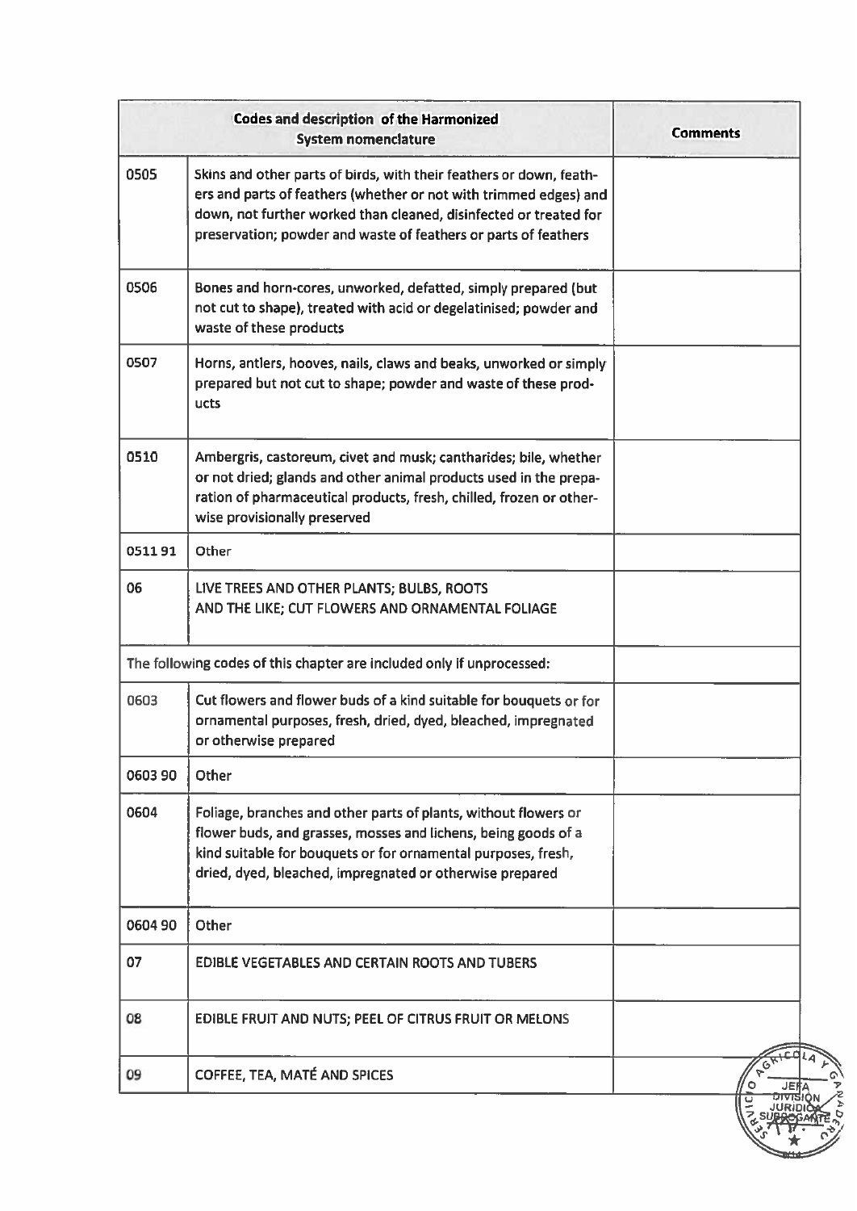| Codes and description of the Harmonized System nomenclature | | Comments |
|---|---|---|
| 0505 | Skins and other parts of birds, with their feathers or down, feathers and parts of feathers (whether or not with trimmed edges) and down, not further worked than cleaned, disinfected or treated for preservation; powder and waste of feathers or parts of feathers | |
| 0506 | Bones and horn-cores, unworked, defatted, simply prepared (but not cut to shape), treated with acid or degelatinised; powder and waste of these products | |
| 0507 | Horns, antlers, hooves, nails, claws and beaks, unworked or simply prepared but not cut to shape; powder and waste of these products | |
| 0510 | Ambergris, castoreum, civet and musk; cantharides; bile, whether or not dried; glands and other animal products used in the preparation of pharmaceutical products, fresh, chilled, frozen or otherwise provisionally preserved | |
| 0511 91 | Other | |
| 06 | LIVE TREES AND OTHER PLANTS; BULBS, ROOTS AND THE LIKE; CUT FLOWERS AND ORNAMENTAL FOLIAGE | |
| The following codes of this chapter are included only if unprocessed: | | |
| 0603 | Cut flowers and flower buds of a kind suitable for bouquets or for ornamental purposes, fresh, dried, dyed, bleached, impregnated or otherwise prepared | |
| 0603 90 | Other | |
| 0604 | Foliage, branches and other parts of plants, without flowers or flower buds, and grasses, mosses and lichens, being goods of a kind suitable for bouquets or for ornamental purposes, fresh, dried, dyed, bleached, impregnated or otherwise prepared | |
| 0604 90 | Other | |
| 07 | EDIBLE VEGETABLES AND CERTAIN ROOTS AND TUBERS | |
| 08 | EDIBLE FRUIT AND NUTS; PEEL OF CITRUS FRUIT OR MELONS | |
| 09 | COFFEE, TEA, MATÉ AND SPICES | |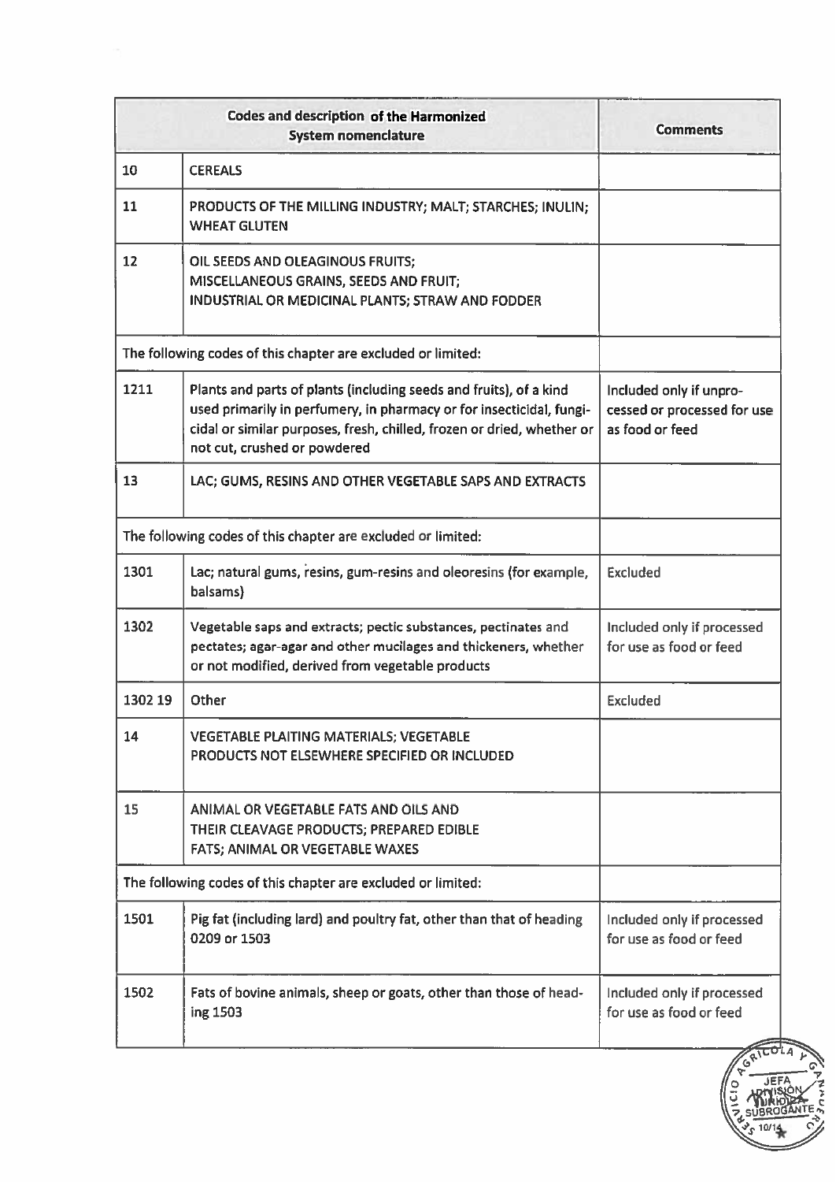| Codes and description of the Harmonized System nomenclature | | Comments |
|---|---|---|
| 10 | CEREALS | |
| 11 | PRODUCTS OF THE MILLING INDUSTRY; MALT; STARCHES; INULIN; WHEAT GLUTEN | |
| 12 | OIL SEEDS AND OLEAGINOUS FRUITS; MISCELLANEOUS GRAINS, SEEDS AND FRUIT; INDUSTRIAL OR MEDICINAL PLANTS; STRAW AND FODDER | |
| The following codes of this chapter are excluded or limited: | | |
| 1211 | Plants and parts of plants (including seeds and fruits), of a kind used primarily in perfumery, in pharmacy or for insecticidal, fungicidal or similar purposes, fresh, chilled, frozen or dried, whether or not cut, crushed or powdered | Included only if unprocessed or processed for use as food or feed |
| 13 | LAC; GUMS, RESINS AND OTHER VEGETABLE SAPS AND EXTRACTS | |
| The following codes of this chapter are excluded or limited: | | |
| 1301 | Lac; natural gums, resins, gum-resins and oleoresins (for example, balsams) | Excluded |
| 1302 | Vegetable saps and extracts; pectic substances, pectinates and pectates; agar-agar and other mucilages and thickeners, whether or not modified, derived from vegetable products | Included only if processed for use as food or feed |
| 1302 19 | Other | Excluded |
| 14 | VEGETABLE PLAITING MATERIALS; VEGETABLE PRODUCTS NOT ELSEWHERE SPECIFIED OR INCLUDED | |
| 15 | ANIMAL OR VEGETABLE FATS AND OILS AND THEIR CLEAVAGE PRODUCTS; PREPARED EDIBLE FATS; ANIMAL OR VEGETABLE WAXES | |
| The following codes of this chapter are excluded or limited: | | |
| 1501 | Pig fat (including lard) and poultry fat, other than that of heading 0209 or 1503 | Included only if processed for use as food or feed |
| 1502 | Fats of bovine animals, sheep or goats, other than those of heading 1503 | Included only if processed for use as food or feed |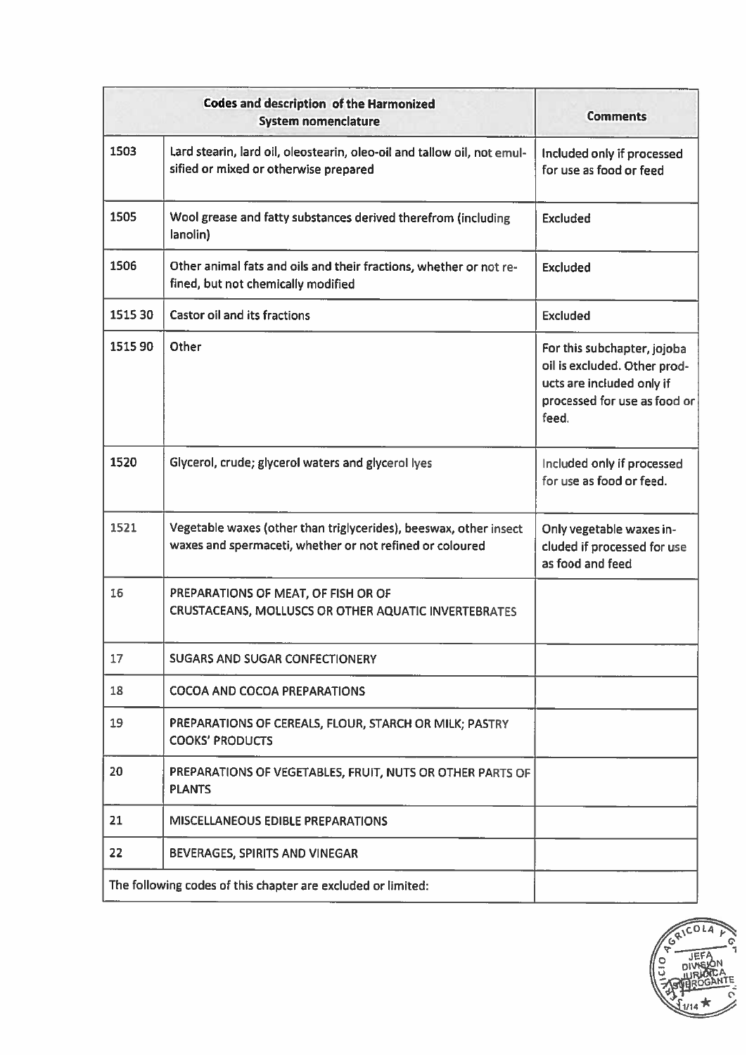| Codes and description of the Harmonized System nomenclature | | Comments |
|---|---|---|
| 1503 | Lard stearin, lard oil, oleostearin, oleo-oil and tallow oil, not emulsified or mixed or otherwise prepared | Included only if processed for use as food or feed |
| 1505 | Wool grease and fatty substances derived therefrom (including lanolin) | Excluded |
| 1506 | Other animal fats and oils and their fractions, whether or not refined, but not chemically modified | Excluded |
| 1515 30 | Castor oil and its fractions | Excluded |
| 1515 90 | Other | For this subchapter, jojoba oil is excluded. Other products are included only if processed for use as food or feed. |
| 1520 | Glycerol, crude; glycerol waters and glycerol lyes | Included only if processed for use as food or feed. |
| 1521 | Vegetable waxes (other than triglycerides), beeswax, other insect waxes and spermaceti, whether or not refined or coloured | Only vegetable waxes included if processed for use as food and feed |
| 16 | PREPARATIONS OF MEAT, OF FISH OR OF CRUSTACEANS, MOLLUSCS OR OTHER AQUATIC INVERTEBRATES | |
| 17 | SUGARS AND SUGAR CONFECTIONERY | |
| 18 | COCOA AND COCOA PREPARATIONS | |
| 19 | PREPARATIONS OF CEREALS, FLOUR, STARCH OR MILK; PASTRY COOKS' PRODUCTS | |
| 20 | PREPARATIONS OF VEGETABLES, FRUIT, NUTS OR OTHER PARTS OF PLANTS | |
| 21 | MISCELLANEOUS EDIBLE PREPARATIONS | |
| 22 | BEVERAGES, SPIRITS AND VINEGAR | |
| The following codes of this chapter are excluded or limited: | | |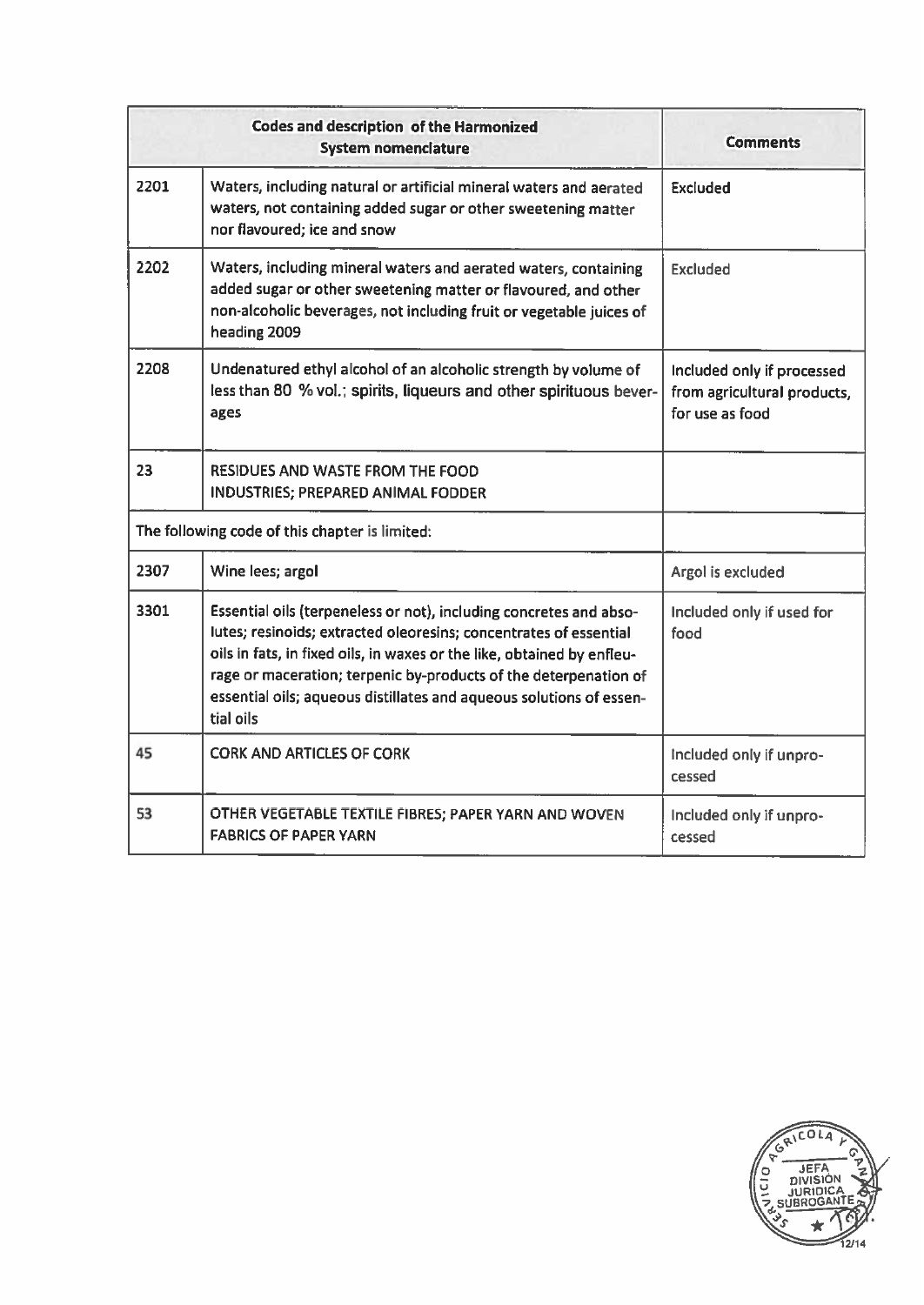| Codes and description of the Harmonized System nomenclature | | Comments |
|---|---|---|
| 2201 | Waters, including natural or artificial mineral waters and aerated waters, not containing added sugar or other sweetening matter nor flavoured; ice and snow | Excluded |
| 2202 | Waters, including mineral waters and aerated waters, containing added sugar or other sweetening matter or flavoured, and other non-alcoholic beverages, not including fruit or vegetable juices of heading 2009 | Excluded |
| 2208 | Undenatured ethyl alcohol of an alcoholic strength by volume of less than 80 % vol.; spirits, liqueurs and other spirituous beverages | Included only if processed from agricultural products, for use as food |
| 23 | RESIDUES AND WASTE FROM THE FOOD INDUSTRIES; PREPARED ANIMAL FODDER | |
| The following code of this chapter is limited: | | |
| 2307 | Wine lees; argol | Argol is excluded |
| 3301 | Essential oils (terpeneless or not), including concretes and absolutes; resinoids; extracted oleoresins; concentrates of essential oils in fats, in fixed oils, in waxes or the like, obtained by enfleurage or maceration; terpenic by-products of the deterpenation of essential oils; aqueous distillates and aqueous solutions of essential oils | Included only if used for food |
| 45 | CORK AND ARTICLES OF CORK | Included only if unprocessed |
| 53 | OTHER VEGETABLE TEXTILE FIBRES; PAPER YARN AND WOVEN FABRICS OF PAPER YARN | Included only if unprocessed |

SERVICIO AGRICOLA Y GANADERO – JEFA DIVISION JURIDICA SUBROGANTE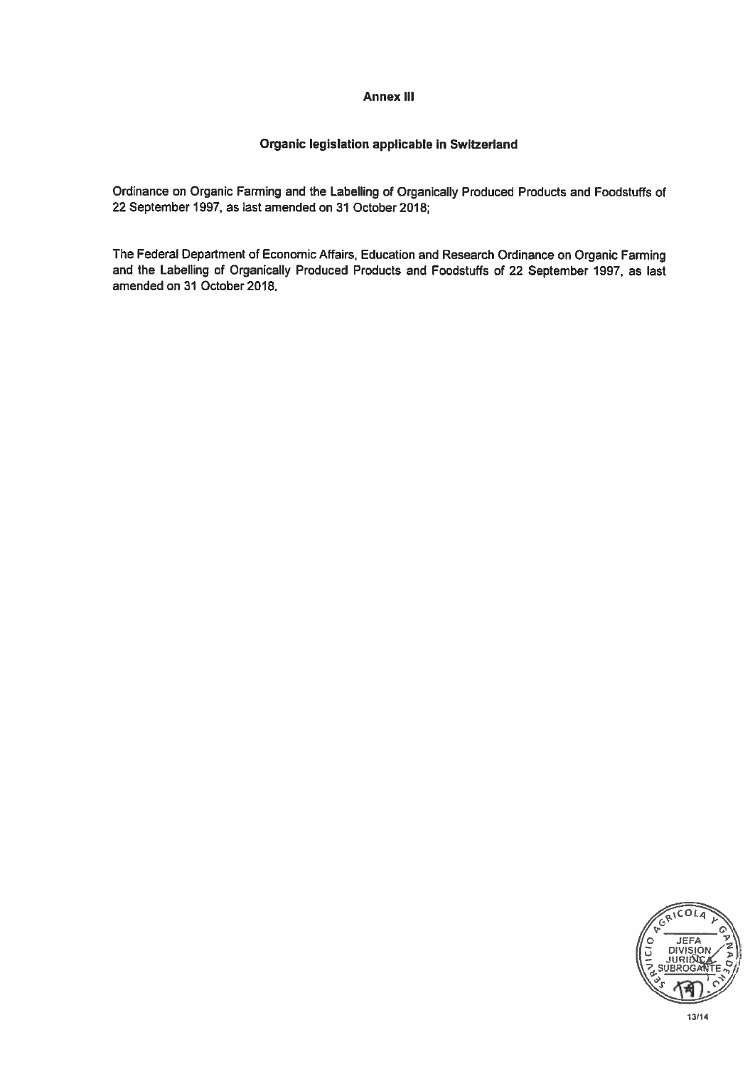## Annex III

### Organic legislation applicable in Switzerland

Ordinance on Organic Farming and the Labelling of Organically Produced Products and Foodstuffs of 22 September 1997, as last amended on 31 October 2018;

The Federal Department of Economic Affairs, Education and Research Ordinance on Organic Farming and the Labelling of Organically Produced Products and Foodstuffs of 22 September 1997, as last amended on 31 October 2018.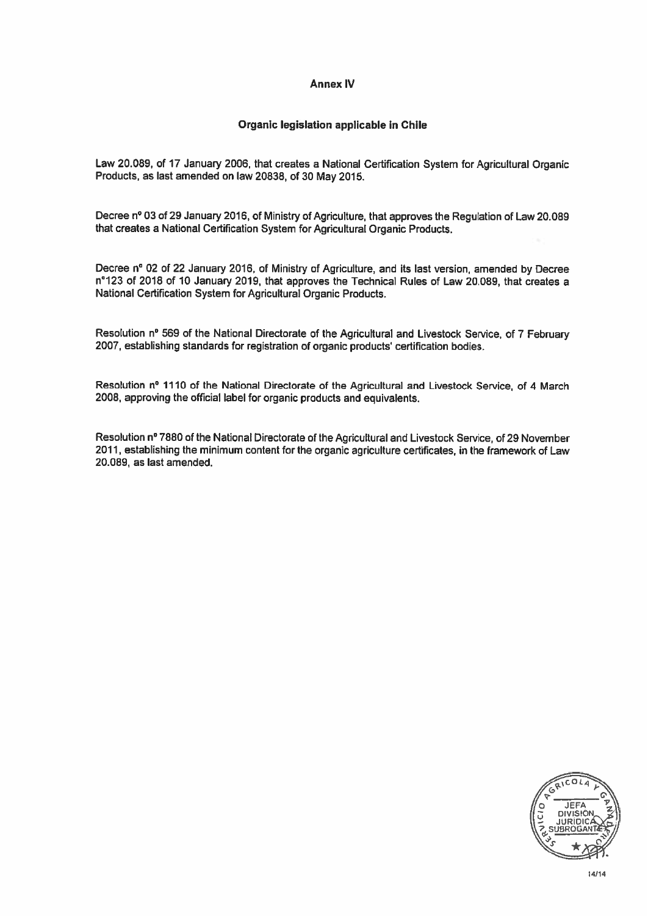# Annex IV

## Organic legislation applicable in Chile

Law 20.089, of 17 January 2006, that creates a National Certification System for Agricultural Organic Products, as last amended on law 20838, of 30 May 2015.

Decree n° 03 of 29 January 2016, of Ministry of Agriculture, that approves the Regulation of Law 20.089 that creates a National Certification System for Agricultural Organic Products.

Decree n° 02 of 22 January 2016, of Ministry of Agriculture, and its last version, amended by Decree n°123 of 2018 of 10 January 2019, that approves the Technical Rules of Law 20.089, that creates a National Certification System for Agricultural Organic Products.

Resolution n° 569 of the National Directorate of the Agricultural and Livestock Service, of 7 February 2007, establishing standards for registration of organic products' certification bodies.

Resolution n° 1110 of the National Directorate of the Agricultural and Livestock Service, of 4 March 2008, approving the official label for organic products and equivalents.

Resolution n° 7880 of the National Directorate of the Agricultural and Livestock Service, of 29 November 2011, establishing the minimum content for the organic agriculture certificates, in the framework of Law 20.089, as last amended.

SERVICIO AGRICOLA Y GANADERO
JEFA DIVISION JURIDICA SUBROGANTE